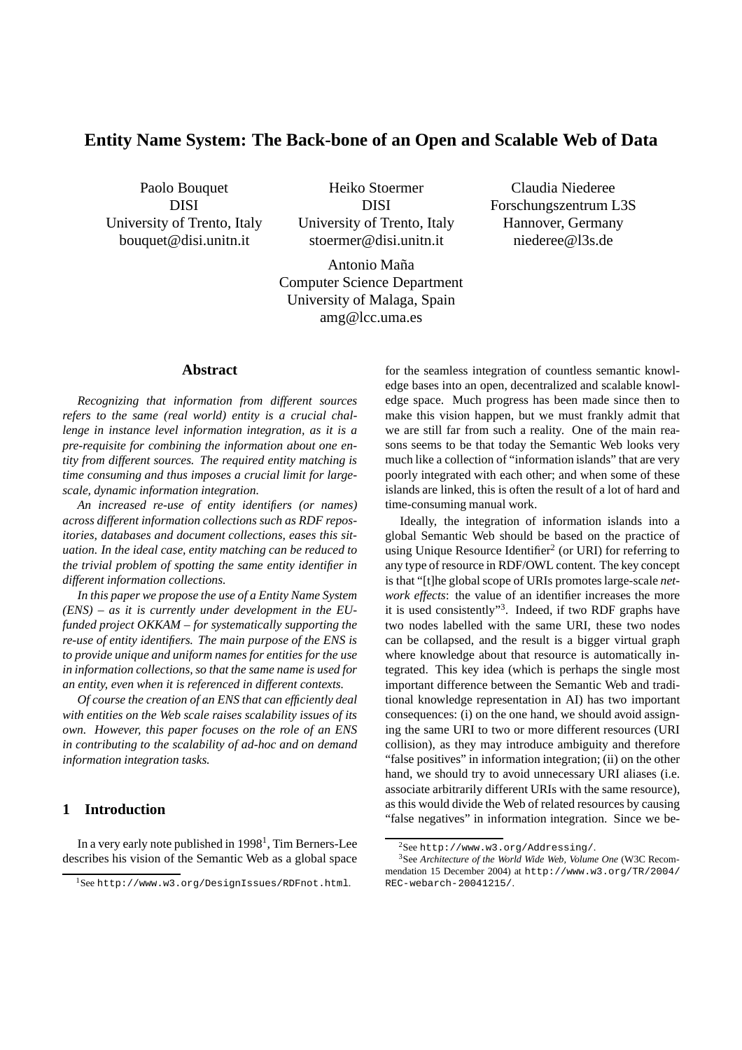# Entity Name System: The Back-bone of an Open and Scalable Web of Data

Paolo Bouquet
DISI
University of Trento, Italy
bouquet@disi.unitn.it

Heiko Stoermer
DISI
University of Trento, Italy
stoermer@disi.unitn.it

Claudia Niederee
Forschungszentrum L3S
Hannover, Germany
niederee@l3s.de

Antonio Maña
Computer Science Department
University of Malaga, Spain
amg@lcc.uma.es

## Abstract

*Recognizing that information from different sources refers to the same (real world) entity is a crucial challenge in instance level information integration, as it is a pre-requisite for combining the information about one entity from different sources. The required entity matching is time consuming and thus imposes a crucial limit for large-scale, dynamic information integration.*

*An increased re-use of entity identifiers (or names) across different information collections such as RDF repositories, databases and document collections, eases this situation. In the ideal case, entity matching can be reduced to the trivial problem of spotting the same entity identifier in different information collections.*

*In this paper we propose the use of a Entity Name System (ENS) – as it is currently under development in the EU-funded project OKKAM – for systematically supporting the re-use of entity identifiers. The main purpose of the ENS is to provide unique and uniform names for entities for the use in information collections, so that the same name is used for an entity, even when it is referenced in different contexts.*

*Of course the creation of an ENS that can efficiently deal with entities on the Web scale raises scalability issues of its own. However, this paper focuses on the role of an ENS in contributing to the scalability of ad-hoc and on demand information integration tasks.*

## 1 Introduction

In a very early note published in 1998[1], Tim Berners-Lee describes his vision of the Semantic Web as a global space for the seamless integration of countless semantic knowledge bases into an open, decentralized and scalable knowledge space. Much progress has been made since then to make this vision happen, but we must frankly admit that we are still far from such a reality. One of the main reasons seems to be that today the Semantic Web looks very much like a collection of "information islands" that are very poorly integrated with each other; and when some of these islands are linked, this is often the result of a lot of hard and time-consuming manual work.

Ideally, the integration of information islands into a global Semantic Web should be based on the practice of using Unique Resource Identifier[2] (or URI) for referring to any type of resource in RDF/OWL content. The key concept is that "[t]he global scope of URIs promotes large-scale *network effects*: the value of an identifier increases the more it is used consistently"[3]. Indeed, if two RDF graphs have two nodes labelled with the same URI, these two nodes can be collapsed, and the result is a bigger virtual graph where knowledge about that resource is automatically integrated. This key idea (which is perhaps the single most important difference between the Semantic Web and traditional knowledge representation in AI) has two important consequences: (i) on the one hand, we should avoid assigning the same URI to two or more different resources (URI collision), as they may introduce ambiguity and therefore "false positives" in information integration; (ii) on the other hand, we should try to avoid unnecessary URI aliases (i.e. associate arbitrarily different URIs with the same resource), as this would divide the Web of related resources by causing "false negatives" in information integration. Since we be-

[1] See http://www.w3.org/DesignIssues/RDFnot.html.

[2] See http://www.w3.org/Addressing/.

[3] See *Architecture of the World Wide Web, Volume One* (W3C Recommendation 15 December 2004) at http://www.w3.org/TR/2004/REC-webarch-20041215/.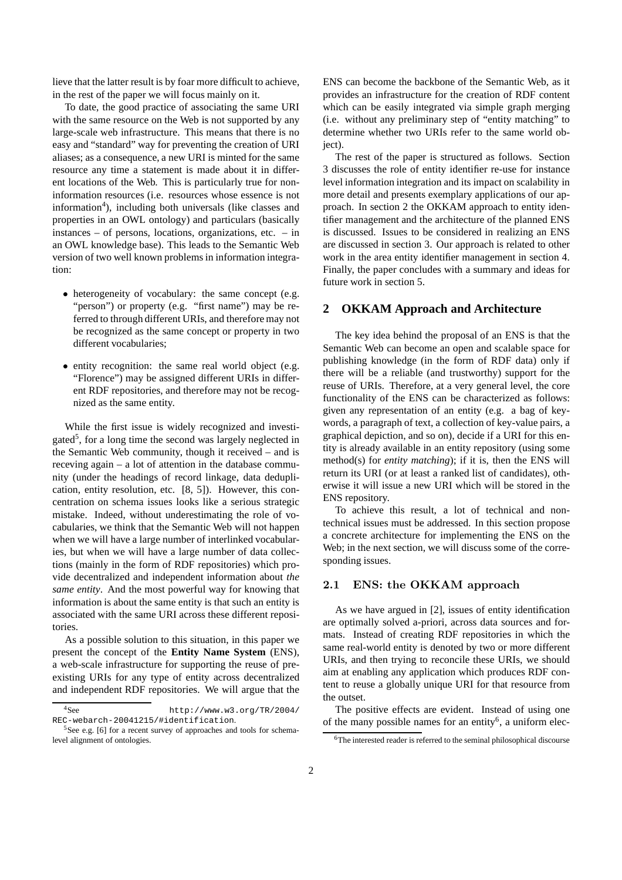lieve that the latter result is by foar more difficult to achieve, in the rest of the paper we will focus mainly on it.

To date, the good practice of associating the same URI with the same resource on the Web is not supported by any large-scale web infrastructure. This means that there is no easy and "standard" way for preventing the creation of URI aliases; as a consequence, a new URI is minted for the same resource any time a statement is made about it in different locations of the Web. This is particularly true for non-information resources (i.e. resources whose essence is not information[4]), including both universals (like classes and properties in an OWL ontology) and particulars (basically instances – of persons, locations, organizations, etc. – in an OWL knowledge base). This leads to the Semantic Web version of two well known problems in information integration:

- heterogeneity of vocabulary: the same concept (e.g. "person") or property (e.g. "first name") may be referred to through different URIs, and therefore may not be recognized as the same concept or property in two different vocabularies;
- entity recognition: the same real world object (e.g. "Florence") may be assigned different URIs in different RDF repositories, and therefore may not be recognized as the same entity.

While the first issue is widely recognized and investigated[5], for a long time the second was largely neglected in the Semantic Web community, though it received – and is receving again – a lot of attention in the database community (under the headings of record linkage, data deduplication, entity resolution, etc. [8, 5]). However, this concentration on schema issues looks like a serious strategic mistake. Indeed, without underestimating the role of vocabularies, we think that the Semantic Web will not happen when we will have a large number of interlinked vocabularies, but when we will have a large number of data collections (mainly in the form of RDF repositories) which provide decentralized and independent information about *the same entity*. And the most powerful way for knowing that information is about the same entity is that such an entity is associated with the same URI across these different repositories.

As a possible solution to this situation, in this paper we present the concept of the **Entity Name System** (ENS), a web-scale infrastructure for supporting the reuse of pre-existing URIs for any type of entity across decentralized and independent RDF repositories. We will argue that the ENS can become the backbone of the Semantic Web, as it provides an infrastructure for the creation of RDF content which can be easily integrated via simple graph merging (i.e. without any preliminary step of "entity matching" to determine whether two URIs refer to the same world object).

The rest of the paper is structured as follows. Section 3 discusses the role of entity identifier re-use for instance level information integration and its impact on scalability in more detail and presents exemplary applications of our approach. In section 2 the OKKAM approach to entity identifier management and the architecture of the planned ENS is discussed. Issues to be considered in realizing an ENS are discussed in section 3. Our approach is related to other work in the area entity identifier management in section 4. Finally, the paper concludes with a summary and ideas for future work in section 5.

## 2 OKKAM Approach and Architecture

The key idea behind the proposal of an ENS is that the Semantic Web can become an open and scalable space for publishing knowledge (in the form of RDF data) only if there will be a reliable (and trustworthy) support for the reuse of URIs. Therefore, at a very general level, the core functionality of the ENS can be characterized as follows: given any representation of an entity (e.g. a bag of keywords, a paragraph of text, a collection of key-value pairs, a graphical depiction, and so on), decide if a URI for this entity is already available in an entity repository (using some method(s) for *entity matching*); if it is, then the ENS will return its URI (or at least a ranked list of candidates), otherwise it will issue a new URI which will be stored in the ENS repository.

To achieve this result, a lot of technical and non-technical issues must be addressed. In this section propose a concrete architecture for implementing the ENS on the Web; in the next section, we will discuss some of the corresponding issues.

### 2.1 ENS: the OKKAM approach

As we have argued in [2], issues of entity identification are optimally solved a-priori, across data sources and formats. Instead of creating RDF repositories in which the same real-world entity is denoted by two or more different URIs, and then trying to reconcile these URIs, we should aim at enabling any application which produces RDF content to reuse a globally unique URI for that resource from the outset.

The positive effects are evident. Instead of using one of the many possible names for an entity[6], a uniform elec-

[4] See http://www.w3.org/TR/2004/REC-webarch-20041215/#identification.

[5] See e.g. [6] for a recent survey of approaches and tools for schema-level alignment of ontologies.

[6] The interested reader is referred to the seminal philosophical discourse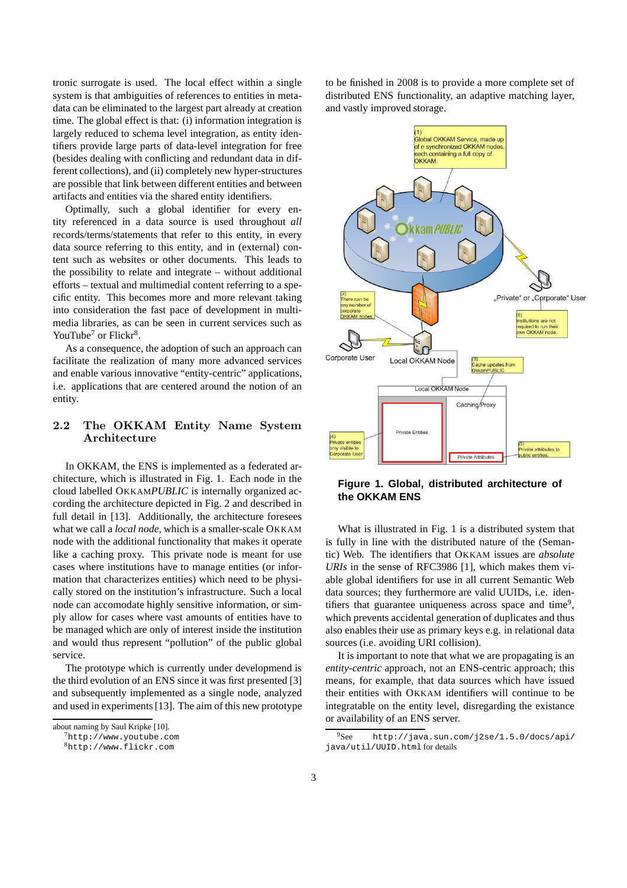tronic surrogate is used. The local effect within a single system is that ambiguities of references to entities in metadata can be eliminated to the largest part already at creation time. The global effect is that: (i) information integration is largely reduced to schema level integration, as entity identifiers provide large parts of data-level integration for free (besides dealing with conflicting and redundant data in different collections), and (ii) completely new hyper-structures are possible that link between different entities and between artifacts and entities via the shared entity identifiers.

Optimally, such a global identifier for every entity referenced in a data source is used throughout *all* records/terms/statements that refer to this entity, in every data source referring to this entity, and in (external) content such as websites or other documents. This leads to the possibility to relate and integrate – without additional efforts – textual and multimedial content referring to a specific entity. This becomes more and more relevant taking into consideration the fast pace of development in multimedia libraries, as can be seen in current services such as YouTube[7] or Flickr[8].

As a consequence, the adoption of such an approach can facilitate the realization of many more advanced services and enable various innovative "entity-centric" applications, i.e. applications that are centered around the notion of an entity.

## 2.2 The OKKAM Entity Name System Architecture

In OKKAM, the ENS is implemented as a federated architecture, which is illustrated in Fig. 1. Each node in the cloud labelled OKKAM*PUBLIC* is internally organized according the architecture depicted in Fig. 2 and described in full detail in [13]. Additionally, the architecture foresees what we call a *local node*, which is a smaller-scale OKKAM node with the additional functionality that makes it operate like a caching proxy. This private node is meant for use cases where institutions have to manage entities (or information that characterizes entities) which need to be physically stored on the institution's infrastructure. Such a local node can accomodate highly sensitive information, or simply allow for cases where vast amounts of entities have to be managed which are only of interest inside the institution and would thus represent "pollution" of the public global service.

The prototype which is currently under development is the third evolution of an ENS since it was first presented [3] and subsequently implemented as a single node, analyzed and used in experiments [13]. The aim of this new prototype to be finished in 2008 is to provide a more complete set of distributed ENS functionality, an adaptive matching layer, and vastly improved storage.

**Figure 1. Global, distributed architecture of the OKKAM ENS**

What is illustrated in Fig. 1 is a distributed system that is fully in line with the distributed nature of the (Semantic) Web. The identifiers that OKKAM issues are *absolute URIs* in the sense of RFC3986 [1], which makes them viable global identifiers for use in all current Semantic Web data sources; they furthermore are valid UUIDs, i.e. identifiers that guarantee uniqueness across space and time[9], which prevents accidental generation of duplicates and thus also enables their use as primary keys e.g. in relational data sources (i.e. avoiding URI collision).

It is important to note that what we are propagating is an *entity-centric* approach, not an ENS-centric approach; this means, for example, that data sources which have issued their entities with OKKAM identifiers will continue to be integratable on the entity level, disregarding the existance or availability of an ENS server.

about naming by Saul Kripke [10].

[7] http://www.youtube.com

[8] http://www.flickr.com

[9] See http://java.sun.com/j2se/1.5.0/docs/api/java/util/UUID.html for details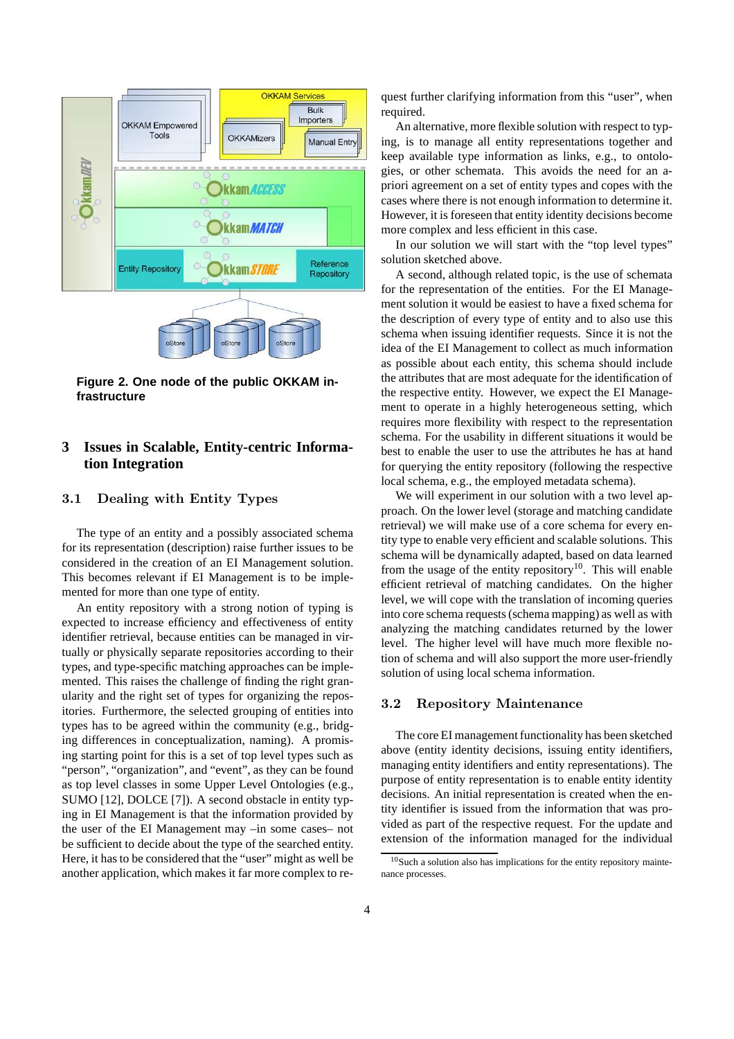OKKAM Services

Bulk Importers

OKKAM Empowered Tools

OKKAMizers

Manual Entry

OkkamDEV

OkkamACCESS

OkkamMATCH

Entity Repository

OkkamSTORE

Reference Repository

oStore

oStore

oStore

**Figure 2. One node of the public OKKAM infrastructure**

## 3 Issues in Scalable, Entity-centric Information Integration

### 3.1 Dealing with Entity Types

The type of an entity and a possibly associated schema for its representation (description) raise further issues to be considered in the creation of an EI Management solution. This becomes relevant if EI Management is to be implemented for more than one type of entity.

An entity repository with a strong notion of typing is expected to increase efficiency and effectiveness of entity identifier retrieval, because entities can be managed in virtually or physically separate repositories according to their types, and type-specific matching approaches can be implemented. This raises the challenge of finding the right granularity and the right set of types for organizing the repositories. Furthermore, the selected grouping of entities into types has to be agreed within the community (e.g., bridging differences in conceptualization, naming). A promising starting point for this is a set of top level types such as "person", "organization", and "event", as they can be found as top level classes in some Upper Level Ontologies (e.g., SUMO [12], DOLCE [7]). A second obstacle in entity typing in EI Management is that the information provided by the user of the EI Management may –in some cases– not be sufficient to decide about the type of the searched entity. Here, it has to be considered that the "user" might as well be another application, which makes it far more complex to request further clarifying information from this "user", when required.

An alternative, more flexible solution with respect to typing, is to manage all entity representations together and keep available type information as links, e.g., to ontologies, or other schemata. This avoids the need for an a-priori agreement on a set of entity types and copes with the cases where there is not enough information to determine it. However, it is foreseen that entity identity decisions become more complex and less efficient in this case.

In our solution we will start with the "top level types" solution sketched above.

A second, although related topic, is the use of schemata for the representation of the entities. For the EI Management solution it would be easiest to have a fixed schema for the description of every type of entity and to also use this schema when issuing identifier requests. Since it is not the idea of the EI Management to collect as much information as possible about each entity, this schema should include the attributes that are most adequate for the identification of the respective entity. However, we expect the EI Management to operate in a highly heterogeneous setting, which requires more flexibility with respect to the representation schema. For the usability in different situations it would be best to enable the user to use the attributes he has at hand for querying the entity repository (following the respective local schema, e.g., the employed metadata schema).

We will experiment in our solution with a two level approach. On the lower level (storage and matching candidate retrieval) we will make use of a core schema for every entity type to enable very efficient and scalable solutions. This schema will be dynamically adapted, based on data learned from the usage of the entity repository[10]. This will enable efficient retrieval of matching candidates. On the higher level, we will cope with the translation of incoming queries into core schema requests (schema mapping) as well as with analyzing the matching candidates returned by the lower level. The higher level will have much more flexible notion of schema and will also support the more user-friendly solution of using local schema information.

### 3.2 Repository Maintenance

The core EI management functionality has been sketched above (entity identity decisions, issuing entity identifiers, managing entity identifiers and entity representations). The purpose of entity representation is to enable entity identity decisions. An initial representation is created when the entity identifier is issued from the information that was provided as part of the respective request. For the update and extension of the information managed for the individual

[10] Such a solution also has implications for the entity repository maintenance processes.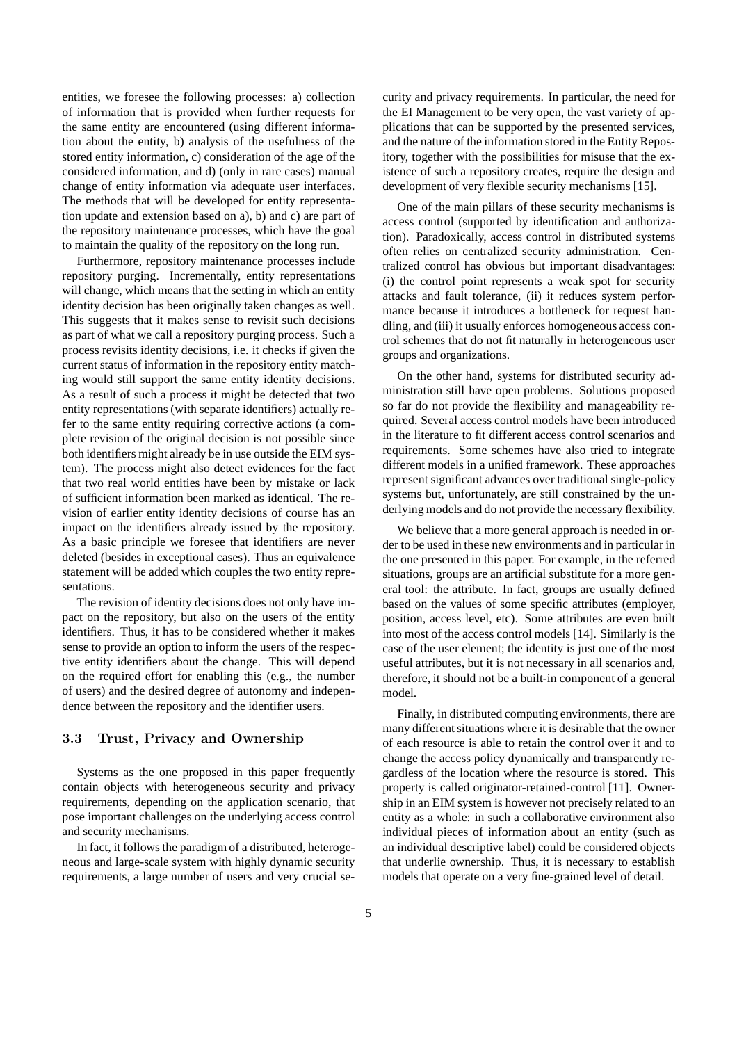entities, we foresee the following processes: a) collection of information that is provided when further requests for the same entity are encountered (using different information about the entity, b) analysis of the usefulness of the stored entity information, c) consideration of the age of the considered information, and d) (only in rare cases) manual change of entity information via adequate user interfaces. The methods that will be developed for entity representation update and extension based on a), b) and c) are part of the repository maintenance processes, which have the goal to maintain the quality of the repository on the long run.

Furthermore, repository maintenance processes include repository purging. Incrementally, entity representations will change, which means that the setting in which an entity identity decision has been originally taken changes as well. This suggests that it makes sense to revisit such decisions as part of what we call a repository purging process. Such a process revisits identity decisions, i.e. it checks if given the current status of information in the repository entity matching would still support the same entity identity decisions. As a result of such a process it might be detected that two entity representations (with separate identifiers) actually refer to the same entity requiring corrective actions (a complete revision of the original decision is not possible since both identifiers might already be in use outside the EIM system). The process might also detect evidences for the fact that two real world entities have been by mistake or lack of sufficient information been marked as identical. The revision of earlier entity identity decisions of course has an impact on the identifiers already issued by the repository. As a basic principle we foresee that identifiers are never deleted (besides in exceptional cases). Thus an equivalence statement will be added which couples the two entity representations.

The revision of identity decisions does not only have impact on the repository, but also on the users of the entity identifiers. Thus, it has to be considered whether it makes sense to provide an option to inform the users of the respective entity identifiers about the change. This will depend on the required effort for enabling this (e.g., the number of users) and the desired degree of autonomy and independence between the repository and the identifier users.

### 3.3 Trust, Privacy and Ownership

Systems as the one proposed in this paper frequently contain objects with heterogeneous security and privacy requirements, depending on the application scenario, that pose important challenges on the underlying access control and security mechanisms.

In fact, it follows the paradigm of a distributed, heterogeneous and large-scale system with highly dynamic security requirements, a large number of users and very crucial security and privacy requirements. In particular, the need for the EI Management to be very open, the vast variety of applications that can be supported by the presented services, and the nature of the information stored in the Entity Repository, together with the possibilities for misuse that the existence of such a repository creates, require the design and development of very flexible security mechanisms [15].

One of the main pillars of these security mechanisms is access control (supported by identification and authorization). Paradoxically, access control in distributed systems often relies on centralized security administration. Centralized control has obvious but important disadvantages: (i) the control point represents a weak spot for security attacks and fault tolerance, (ii) it reduces system performance because it introduces a bottleneck for request handling, and (iii) it usually enforces homogeneous access control schemes that do not fit naturally in heterogeneous user groups and organizations.

On the other hand, systems for distributed security administration still have open problems. Solutions proposed so far do not provide the flexibility and manageability required. Several access control models have been introduced in the literature to fit different access control scenarios and requirements. Some schemes have also tried to integrate different models in a unified framework. These approaches represent significant advances over traditional single-policy systems but, unfortunately, are still constrained by the underlying models and do not provide the necessary flexibility.

We believe that a more general approach is needed in order to be used in these new environments and in particular in the one presented in this paper. For example, in the referred situations, groups are an artificial substitute for a more general tool: the attribute. In fact, groups are usually defined based on the values of some specific attributes (employer, position, access level, etc). Some attributes are even built into most of the access control models [14]. Similarly is the case of the user element; the identity is just one of the most useful attributes, but it is not necessary in all scenarios and, therefore, it should not be a built-in component of a general model.

Finally, in distributed computing environments, there are many different situations where it is desirable that the owner of each resource is able to retain the control over it and to change the access policy dynamically and transparently regardless of the location where the resource is stored. This property is called originator-retained-control [11]. Ownership in an EIM system is however not precisely related to an entity as a whole: in such a collaborative environment also individual pieces of information about an entity (such as an individual descriptive label) could be considered objects that underlie ownership. Thus, it is necessary to establish models that operate on a very fine-grained level of detail.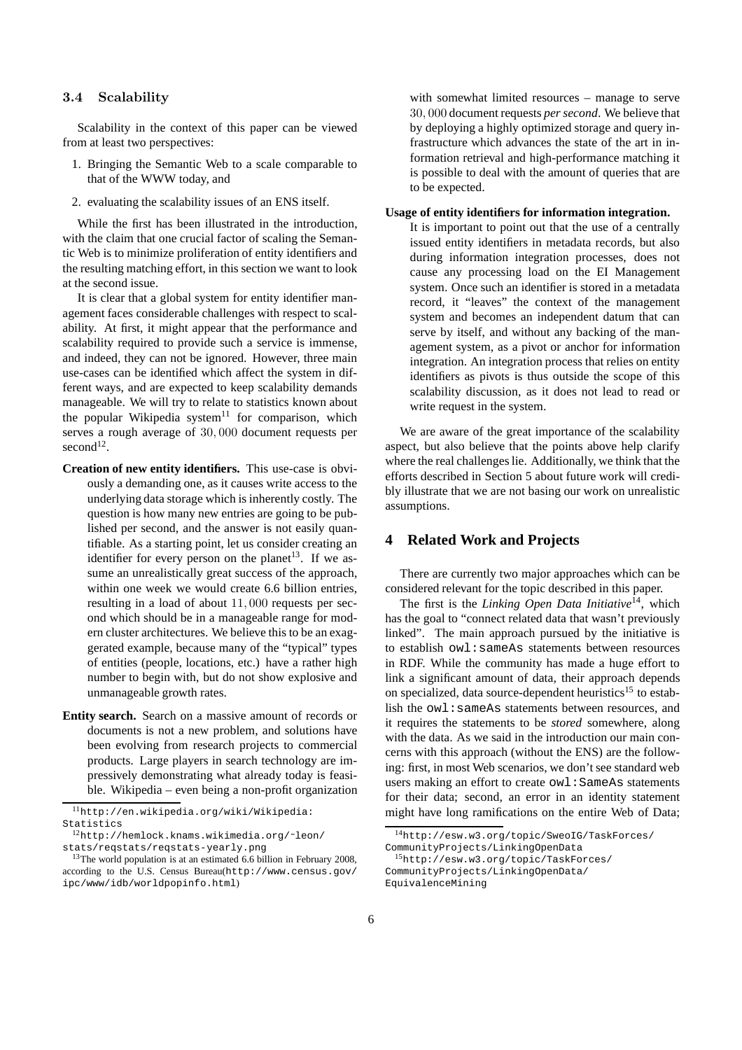### 3.4 Scalability

Scalability in the context of this paper can be viewed from at least two perspectives:

1. Bringing the Semantic Web to a scale comparable to that of the WWW today, and
2. evaluating the scalability issues of an ENS itself.

While the first has been illustrated in the introduction, with the claim that one crucial factor of scaling the Semantic Web is to minimize proliferation of entity identifiers and the resulting matching effort, in this section we want to look at the second issue.

It is clear that a global system for entity identifier management faces considerable challenges with respect to scalability. At first, it might appear that the performance and scalability required to provide such a service is immense, and indeed, they can not be ignored. However, three main use-cases can be identified which affect the system in different ways, and are expected to keep scalability demands manageable. We will try to relate to statistics known about the popular Wikipedia system[11] for comparison, which serves a rough average of $30,000$ document requests per second[12].

**Creation of new entity identifiers.** This use-case is obviously a demanding one, as it causes write access to the underlying data storage which is inherently costly. The question is how many new entries are going to be published per second, and the answer is not easily quantifiable. As a starting point, let us consider creating an identifier for every person on the planet[13]. If we assume an unrealistically great success of the approach, within one week we would create 6.6 billion entries, resulting in a load of about $11,000$ requests per second which should be in a manageable range for modern cluster architectures. We believe this to be an exaggerated example, because many of the "typical" types of entities (people, locations, etc.) have a rather high number to begin with, but do not show explosive and unmanageable growth rates.

**Entity search.** Search on a massive amount of records or documents is not a new problem, and solutions have been evolving from research projects to commercial products. Large players in search technology are impressively demonstrating what already today is feasible. Wikipedia – even being a non-profit organization with somewhat limited resources – manage to serve $30,000$ document requests *per second*. We believe that by deploying a highly optimized storage and query infrastructure which advances the state of the art in information retrieval and high-performance matching it is possible to deal with the amount of queries that are to be expected.

**Usage of entity identifiers for information integration.** It is important to point out that the use of a centrally issued entity identifiers in metadata records, but also during information integration processes, does not cause any processing load on the EI Management system. Once such an identifier is stored in a metadata record, it "leaves" the context of the management system and becomes an independent datum that can serve by itself, and without any backing of the management system, as a pivot or anchor for information integration. An integration process that relies on entity identifiers as pivots is thus outside the scope of this scalability discussion, as it does not lead to read or write request in the system.

We are aware of the great importance of the scalability aspect, but also believe that the points above help clarify where the real challenges lie. Additionally, we think that the efforts described in Section 5 about future work will credibly illustrate that we are not basing our work on unrealistic assumptions.

## 4 Related Work and Projects

There are currently two major approaches which can be considered relevant for the topic described in this paper.

The first is the *Linking Open Data Initiative*[14], which has the goal to "connect related data that wasn't previously linked". The main approach pursued by the initiative is to establish `owl:sameAs` statements between resources in RDF. While the community has made a huge effort to link a significant amount of data, their approach depends on specialized, data source-dependent heuristics[15] to establish the `owl:sameAs` statements between resources, and it requires the statements to be *stored* somewhere, along with the data. As we said in the introduction our main concerns with this approach (without the ENS) are the following: first, in most Web scenarios, we don't see standard web users making an effort to create `owl:SameAs` statements for their data; second, an error in an identity statement might have long ramifications on the entire Web of Data;

[11] http://en.wikipedia.org/wiki/Wikipedia:Statistics

[12] http://hemlock.knams.wikimedia.org/~leon/stats/reqstats/reqstats-yearly.png

[13] The world population is at an estimated 6.6 billion in February 2008, according to the U.S. Census Bureau(http://www.census.gov/ipc/www/idb/worldpopinfo.html)

[14] http://esw.w3.org/topic/SweoIG/TaskForces/CommunityProjects/LinkingOpenData

[15] http://esw.w3.org/topic/TaskForces/CommunityProjects/LinkingOpenData/EquivalenceMining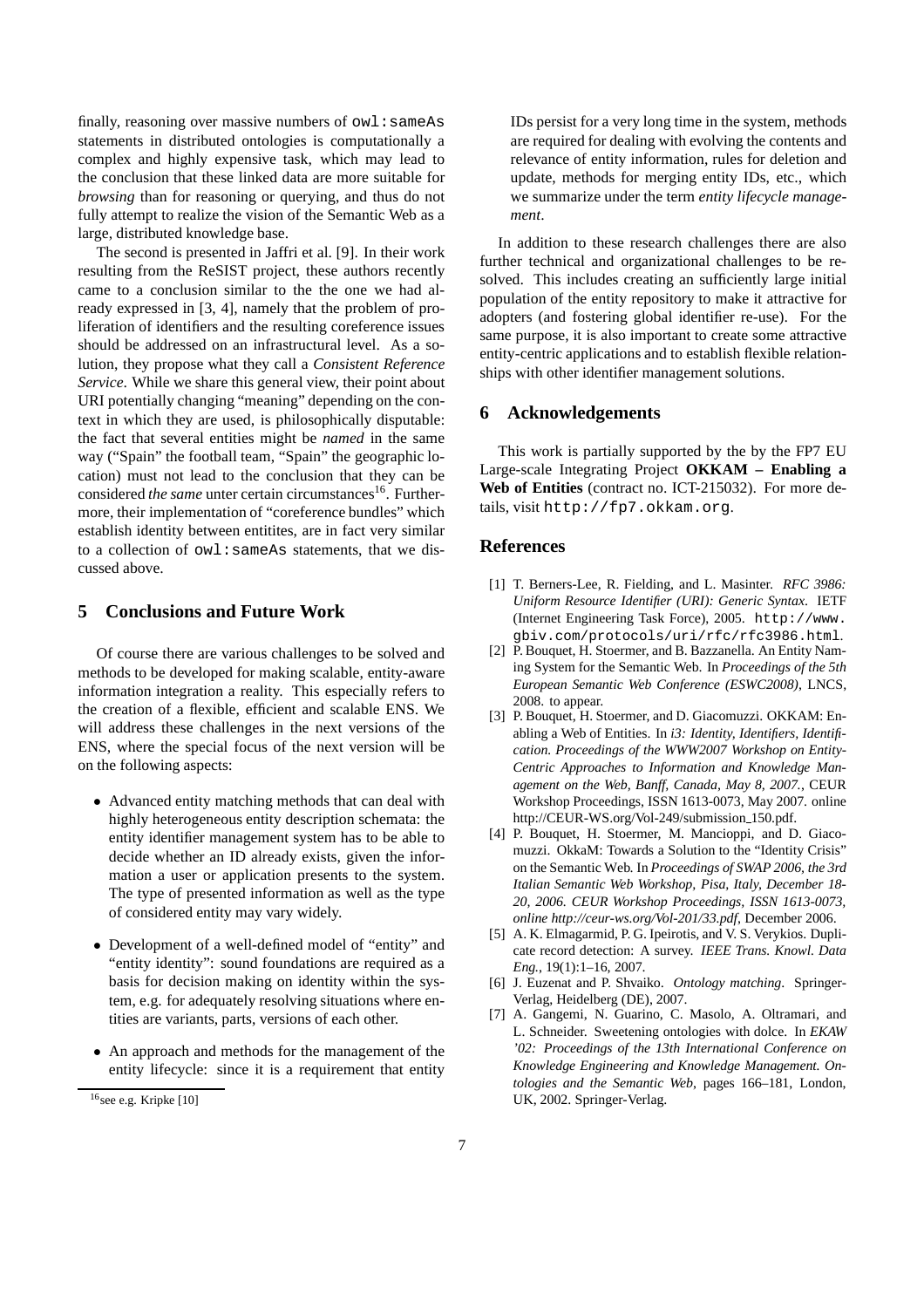finally, reasoning over massive numbers of owl:sameAs statements in distributed ontologies is computationally a complex and highly expensive task, which may lead to the conclusion that these linked data are more suitable for *browsing* than for reasoning or querying, and thus do not fully attempt to realize the vision of the Semantic Web as a large, distributed knowledge base.

The second is presented in Jaffri et al. [9]. In their work resulting from the ReSIST project, these authors recently came to a conclusion similar to the the one we had already expressed in [3, 4], namely that the problem of proliferation of identifiers and the resulting coreference issues should be addressed on an infrastructural level. As a solution, they propose what they call a *Consistent Reference Service*. While we share this general view, their point about URI potentially changing "meaning" depending on the context in which they are used, is philosophically disputable: the fact that several entities might be *named* in the same way ("Spain" the football team, "Spain" the geographic location) must not lead to the conclusion that they can be considered *the same* unter certain circumstances[16]. Furthermore, their implementation of "coreference bundles" which establish identity between entitites, are in fact very similar to a collection of owl:sameAs statements, that we discussed above.

## 5 Conclusions and Future Work

Of course there are various challenges to be solved and methods to be developed for making scalable, entity-aware information integration a reality. This especially refers to the creation of a flexible, efficient and scalable ENS. We will address these challenges in the next versions of the ENS, where the special focus of the next version will be on the following aspects:

- Advanced entity matching methods that can deal with highly heterogeneous entity description schemata: the entity identifier management system has to be able to decide whether an ID already exists, given the information a user or application presents to the system. The type of presented information as well as the type of considered entity may vary widely.
- Development of a well-defined model of "entity" and "entity identity": sound foundations are required as a basis for decision making on identity within the system, e.g. for adequately resolving situations where entities are variants, parts, versions of each other.
- An approach and methods for the management of the entity lifecycle: since it is a requirement that entity IDs persist for a very long time in the system, methods are required for dealing with evolving the contents and relevance of entity information, rules for deletion and update, methods for merging entity IDs, etc., which we summarize under the term *entity lifecycle management*.

[16] see e.g. Kripke [10]

In addition to these research challenges there are also further technical and organizational challenges to be resolved. This includes creating an sufficiently large initial population of the entity repository to make it attractive for adopters (and fostering global identifier re-use). For the same purpose, it is also important to create some attractive entity-centric applications and to establish flexible relationships with other identifier management solutions.

## 6 Acknowledgements

This work is partially supported by the by the FP7 EU Large-scale Integrating Project **OKKAM – Enabling a Web of Entities** (contract no. ICT-215032). For more details, visit http://fp7.okkam.org.

## References

[1] T. Berners-Lee, R. Fielding, and L. Masinter. *RFC 3986: Uniform Resource Identifier (URI): Generic Syntax*. IETF (Internet Engineering Task Force), 2005. http://www.gbiv.com/protocols/uri/rfc/rfc3986.html.

[2] P. Bouquet, H. Stoermer, and B. Bazzanella. An Entity Naming System for the Semantic Web. In *Proceedings of the 5th European Semantic Web Conference (ESWC2008)*, LNCS, 2008. to appear.

[3] P. Bouquet, H. Stoermer, and D. Giacomuzzi. OKKAM: Enabling a Web of Entities. In *i3: Identity, Identifiers, Identification. Proceedings of the WWW2007 Workshop on Entity-Centric Approaches to Information and Knowledge Management on the Web, Banff, Canada, May 8, 2007.*, CEUR Workshop Proceedings, ISSN 1613-0073, May 2007. online http://CEUR-WS.org/Vol-249/submission_150.pdf.

[4] P. Bouquet, H. Stoermer, M. Mancioppi, and D. Giacomuzzi. OkkaM: Towards a Solution to the "Identity Crisis" on the Semantic Web. In *Proceedings of SWAP 2006, the 3rd Italian Semantic Web Workshop, Pisa, Italy, December 18-20, 2006. CEUR Workshop Proceedings, ISSN 1613-0073, online http://ceur-ws.org/Vol-201/33.pdf*, December 2006.

[5] A. K. Elmagarmid, P. G. Ipeirotis, and V. S. Verykios. Duplicate record detection: A survey. *IEEE Trans. Knowl. Data Eng.*, 19(1):1–16, 2007.

[6] J. Euzenat and P. Shvaiko. *Ontology matching*. Springer-Verlag, Heidelberg (DE), 2007.

[7] A. Gangemi, N. Guarino, C. Masolo, A. Oltramari, and L. Schneider. Sweetening ontologies with dolce. In *EKAW '02: Proceedings of the 13th International Conference on Knowledge Engineering and Knowledge Management. Ontologies and the Semantic Web*, pages 166–181, London, UK, 2002. Springer-Verlag.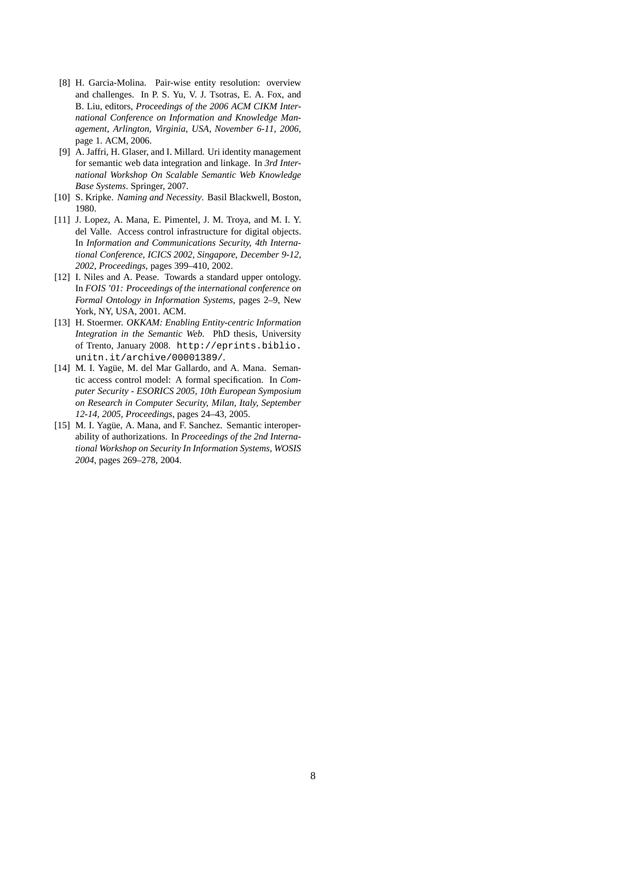[8] H. Garcia-Molina. Pair-wise entity resolution: overview and challenges. In P. S. Yu, V. J. Tsotras, E. A. Fox, and B. Liu, editors, *Proceedings of the 2006 ACM CIKM International Conference on Information and Knowledge Management, Arlington, Virginia, USA, November 6-11, 2006*, page 1. ACM, 2006.

[9] A. Jaffri, H. Glaser, and I. Millard. Uri identity management for semantic web data integration and linkage. In *3rd International Workshop On Scalable Semantic Web Knowledge Base Systems*. Springer, 2007.

[10] S. Kripke. *Naming and Necessity*. Basil Blackwell, Boston, 1980.

[11] J. Lopez, A. Mana, E. Pimentel, J. M. Troya, and M. I. Y. del Valle. Access control infrastructure for digital objects. In *Information and Communications Security, 4th International Conference, ICICS 2002, Singapore, December 9-12, 2002, Proceedings*, pages 399–410, 2002.

[12] I. Niles and A. Pease. Towards a standard upper ontology. In *FOIS '01: Proceedings of the international conference on Formal Ontology in Information Systems*, pages 2–9, New York, NY, USA, 2001. ACM.

[13] H. Stoermer. *OKKAM: Enabling Entity-centric Information Integration in the Semantic Web*. PhD thesis, University of Trento, January 2008. `http://eprints.biblio.unitn.it/archive/00001389/`.

[14] M. I. Yagüe, M. del Mar Gallardo, and A. Mana. Semantic access control model: A formal specification. In *Computer Security - ESORICS 2005, 10th European Symposium on Research in Computer Security, Milan, Italy, September 12-14, 2005, Proceedings*, pages 24–43, 2005.

[15] M. I. Yagüe, A. Mana, and F. Sanchez. Semantic interoperability of authorizations. In *Proceedings of the 2nd International Workshop on Security In Information Systems, WOSIS 2004*, pages 269–278, 2004.